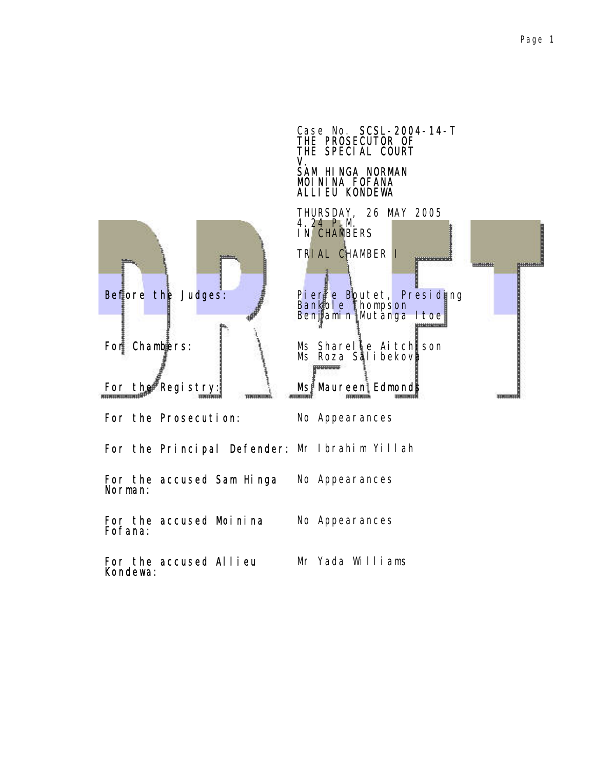Case No. SCSL-2004-14-T
THE PROSECUTOR OF
THE SPECIAL COURT
V.
SAM HINGA NORMAN
MOININA FOFANA
ALLIEU KONDEWA

THURSDAY, 26 MAY 2005
4.24 P.M.
IN CHAMBERS

TRIAL CHAMBER I

DRAFT

| | |
|---|---|
| Before the Judges: | Pierre Boutet, Presiding<br>Bankole Thompson<br>Benjamin Mutanga Itoe |
| For Chambers: | Ms Sharelle Aitchison<br>Ms Roza Salibekova |
| For the Registry: | Ms Maureen Edmonds |
| For the Prosecution: | No Appearances |
| For the Principal Defender: | Mr Ibrahim Yillah |
| For the accused Sam Hinga Norman: | No Appearances |
| For the accused Moinina Fofana: | No Appearances |
| For the accused Allieu Kondewa: | Mr Yada Williams |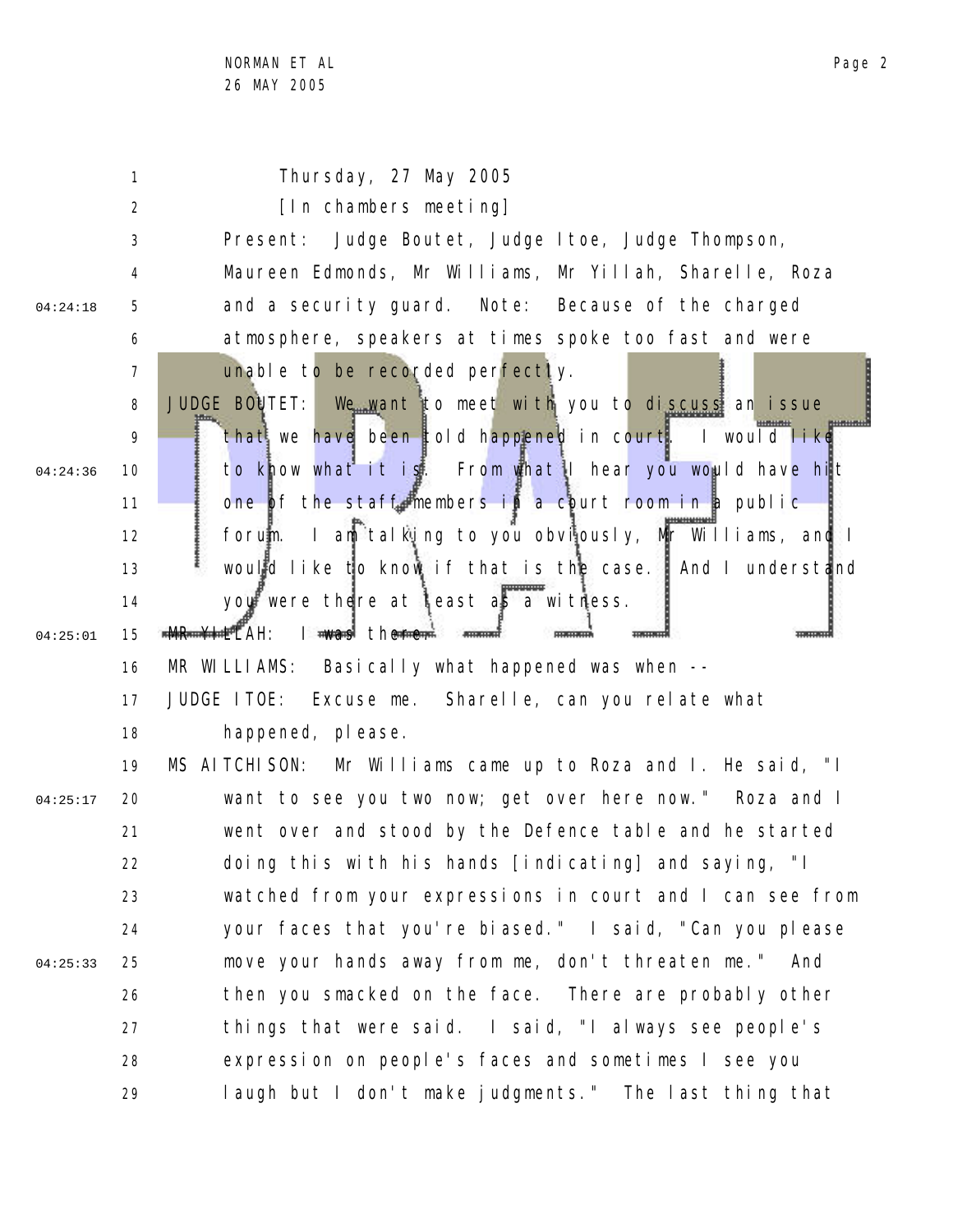Thursday, 27 May 2005

[In chambers meeting]

Present: Judge Boutet, Judge Itoe, Judge Thompson, Maureen Edmonds, Mr Williams, Mr Yillah, Sharelle, Roza and a security guard. Note: Because of the charged atmosphere, speakers at times spoke too fast and were unable to be recorded perfectly.

JUDGE BOUTET: We want to meet with you to discuss an issue that we have been told happened in court. I would like to know what it is. From what I hear you would have hit one of the staff members in a court room in a public forum. I am talking to you obviously, Mr Williams, and I would like to know if that is the case. And I understand you were there at least as a witness.

MR YILLAH: I was there.

MR WILLIAMS: Basically what happened was when --

JUDGE ITOE: Excuse me. Sharelle, can you relate what happened, please.

MS AITCHISON: Mr Williams came up to Roza and I. He said, "I want to see you two now; get over here now." Roza and I went over and stood by the Defence table and he started doing this with his hands [indicating] and saying, "I watched from your expressions in court and I can see from your faces that you're biased." I said, "Can you please move your hands away from me, don't threaten me." And then you smacked on the face. There are probably other things that were said. I said, "I always see people's expression on people's faces and sometimes I see you laugh but I don't make judgments." The last thing that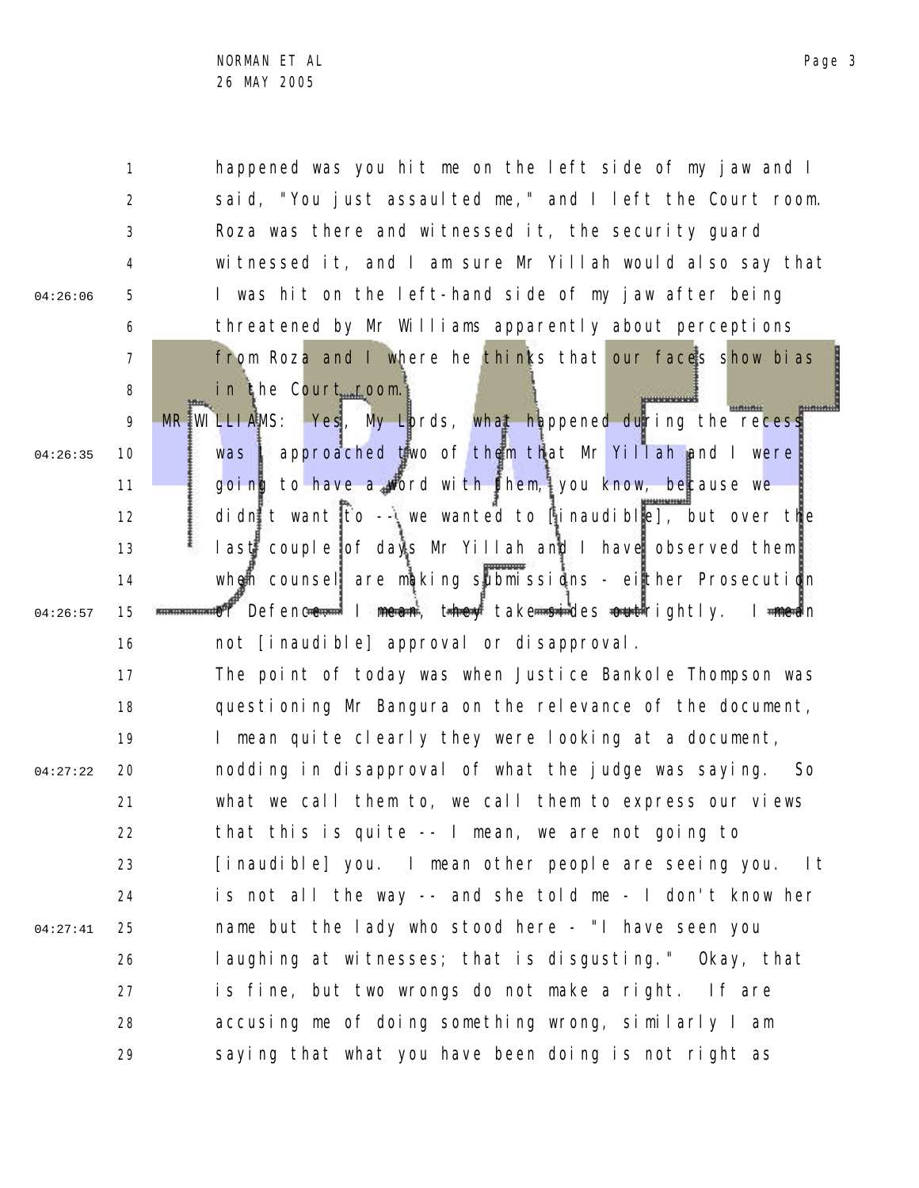happened was you hit me on the left side of my jaw and I said, "You just assaulted me," and I left the Court room. Roza was there and witnessed it, the security guard witnessed it, and I am sure Mr Yillah would also say that I was hit on the left-hand side of my jaw after being threatened by Mr Williams apparently about perceptions from Roza and I where he thinks that our faces show bias in the Court room.

MR WILLIAMS: Yes, My Lords, what happened during the recess was I approached two of them that Mr Yillah and I were going to have a word with them, you know, because we didn't want to -- we wanted to [inaudible], but over the last couple of days Mr Yillah and I have observed them when counsel are making submissions - either Prosecution or Defence. I mean, they take sides outrightly. I mean not [inaudible] approval or disapproval.

The point of today was when Justice Bankole Thompson was questioning Mr Bangura on the relevance of the document, I mean quite clearly they were looking at a document, nodding in disapproval of what the judge was saying. So what we call them to, we call them to express our views that this is quite -- I mean, we are not going to [inaudible] you. I mean other people are seeing you. It is not all the way -- and she told me - I don't know her name but the lady who stood here - "I have seen you laughing at witnesses; that is disgusting." Okay, that is fine, but two wrongs do not make a right. If are accusing me of doing something wrong, similarly I am saying that what you have been doing is not right as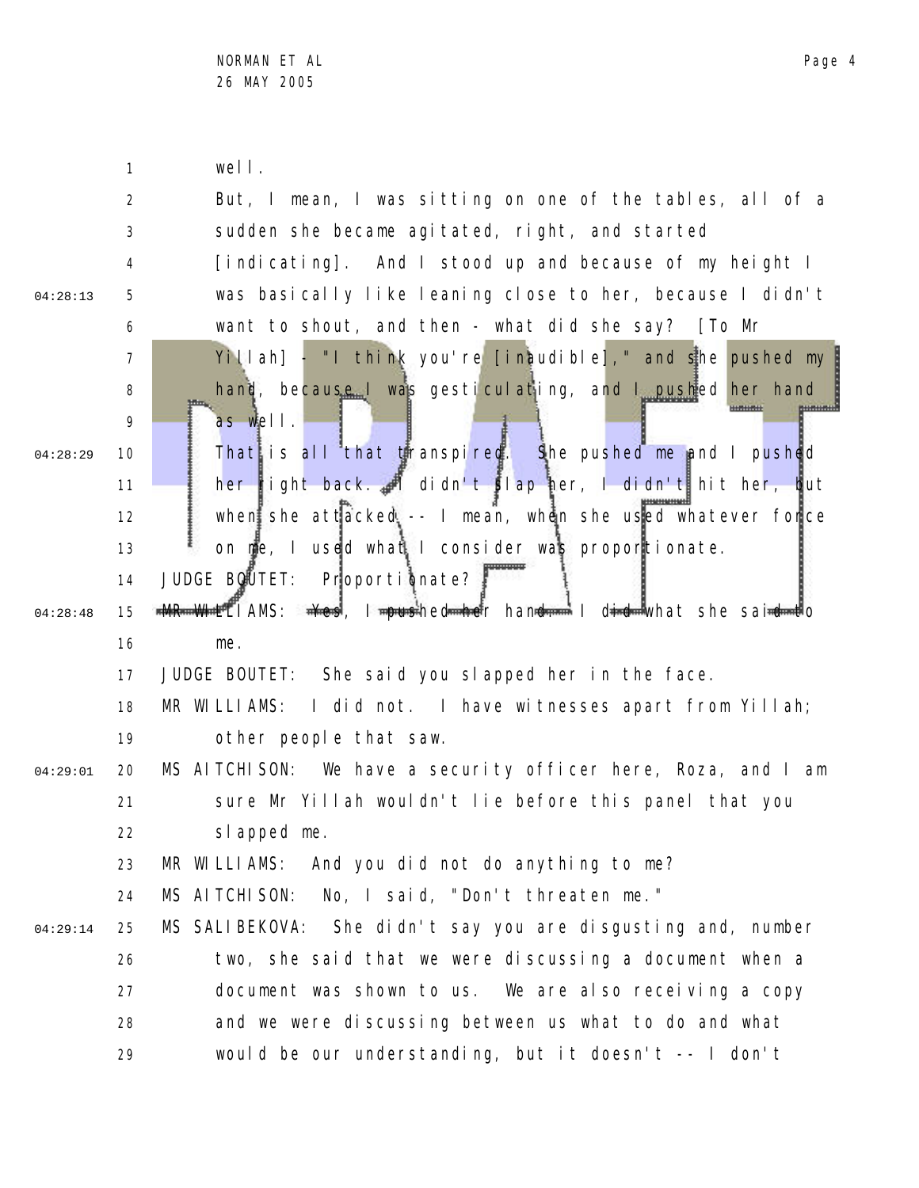well.

But, I mean, I was sitting on one of the tables, all of a sudden she became agitated, right, and started [indicating]. And I stood up and because of my height I was basically like leaning close to her, because I didn't want to shout, and then - what did she say? [To Mr Yillah] - "I think you're [inaudible]," and she pushed my hand, because I was gesticulating, and I pushed her hand as well.

That is all that transpired. She pushed me and I pushed her right back. I didn't slap her, I didn't hit her, but when she attacked -- I mean, when she used whatever force on me, I used what I consider was proportionate.

JUDGE BOUTET: Proportionate?

MR WILLIAMS: Yes, I pushed her hand. I did what she said to me.

JUDGE BOUTET: She said you slapped her in the face.

MR WILLIAMS: I did not. I have witnesses apart from Yillah; other people that saw.

MS AITCHISON: We have a security officer here, Roza, and I am sure Mr Yillah wouldn't lie before this panel that you slapped me.

MR WILLIAMS: And you did not do anything to me?

MS AITCHISON: No, I said, "Don't threaten me."

MS SALIBEKOVA: She didn't say you are disgusting and, number two, she said that we were discussing a document when a document was shown to us. We are also receiving a copy and we were discussing between us what to do and what would be our understanding, but it doesn't -- I don't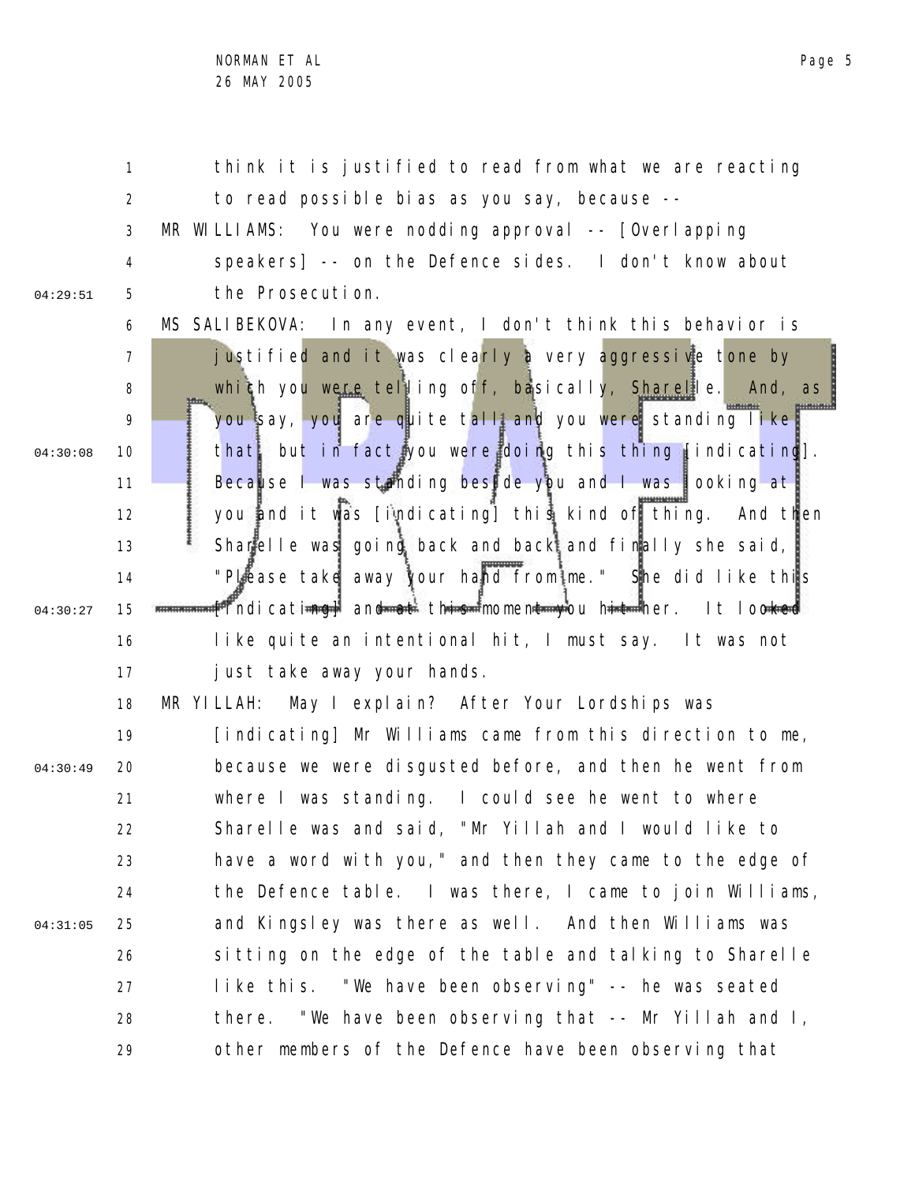think it is justified to read from what we are reacting to read possible bias as you say, because --

MR WILLIAMS: You were nodding approval -- [Overlapping speakers] -- on the Defence sides. I don't know about the Prosecution.

MS SALIBEKOVA: In any event, I don't think this behavior is justified and it was clearly a very aggressive tone by which you were telling off, basically, Sharelle. And, as you say, you are quite tall and you were standing like that, but in fact you were doing this thing [indicating]. Because I was standing beside you and I was looking at you and it was [indicating] this kind of thing. And then Sharelle was going back and back and finally she said, "Please take away your hand from me." She did like this [indicating] and at this moment you hit her. It looked like quite an intentional hit, I must say. It was not just take away your hands.

MR YILLAH: May I explain? After Your Lordships was [indicating] Mr Williams came from this direction to me, because we were disgusted before, and then he went from where I was standing. I could see he went to where Sharelle was and said, "Mr Yillah and I would like to have a word with you," and then they came to the edge of the Defence table. I was there, I came to join Williams, and Kingsley was there as well. And then Williams was sitting on the edge of the table and talking to Sharelle like this. "We have been observing" -- he was seated there. "We have been observing that -- Mr Yillah and I, other members of the Defence have been observing that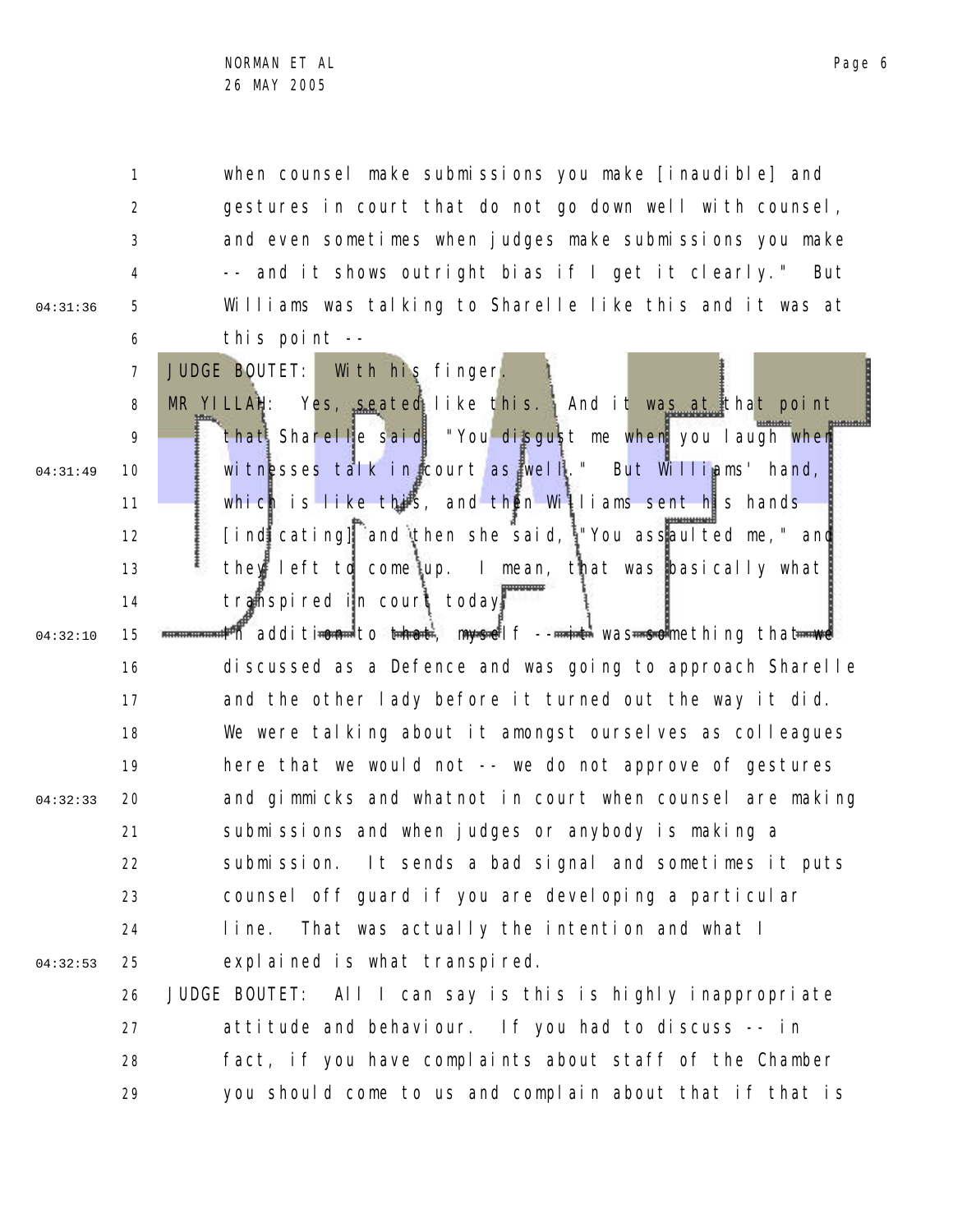when counsel make submissions you make [inaudible] and gestures in court that do not go down well with counsel, and even sometimes when judges make submissions you make -- and it shows outright bias if I get it clearly." But Williams was talking to Sharelle like this and it was at this point --

JUDGE BOUTET: With his finger.

MR YILLAH: Yes, seated like this. And it was at that point that Sharelle said, "You disgust me when you laugh when witnesses talk in court as well." But Williams' hand, which is like this, and then Williams sent his hands [indicating] and then she said, "You assaulted me," and they left to come up. I mean, that was basically what transpired in court today.

In addition to that, myself -- it was something that we discussed as a Defence and was going to approach Sharelle and the other lady before it turned out the way it did. We were talking about it amongst ourselves as colleagues here that we would not -- we do not approve of gestures and gimmicks and whatnot in court when counsel are making submissions and when judges or anybody is making a submission. It sends a bad signal and sometimes it puts counsel off guard if you are developing a particular line. That was actually the intention and what I explained is what transpired.

JUDGE BOUTET: All I can say is this is highly inappropriate attitude and behaviour. If you had to discuss -- in fact, if you have complaints about staff of the Chamber you should come to us and complain about that if that is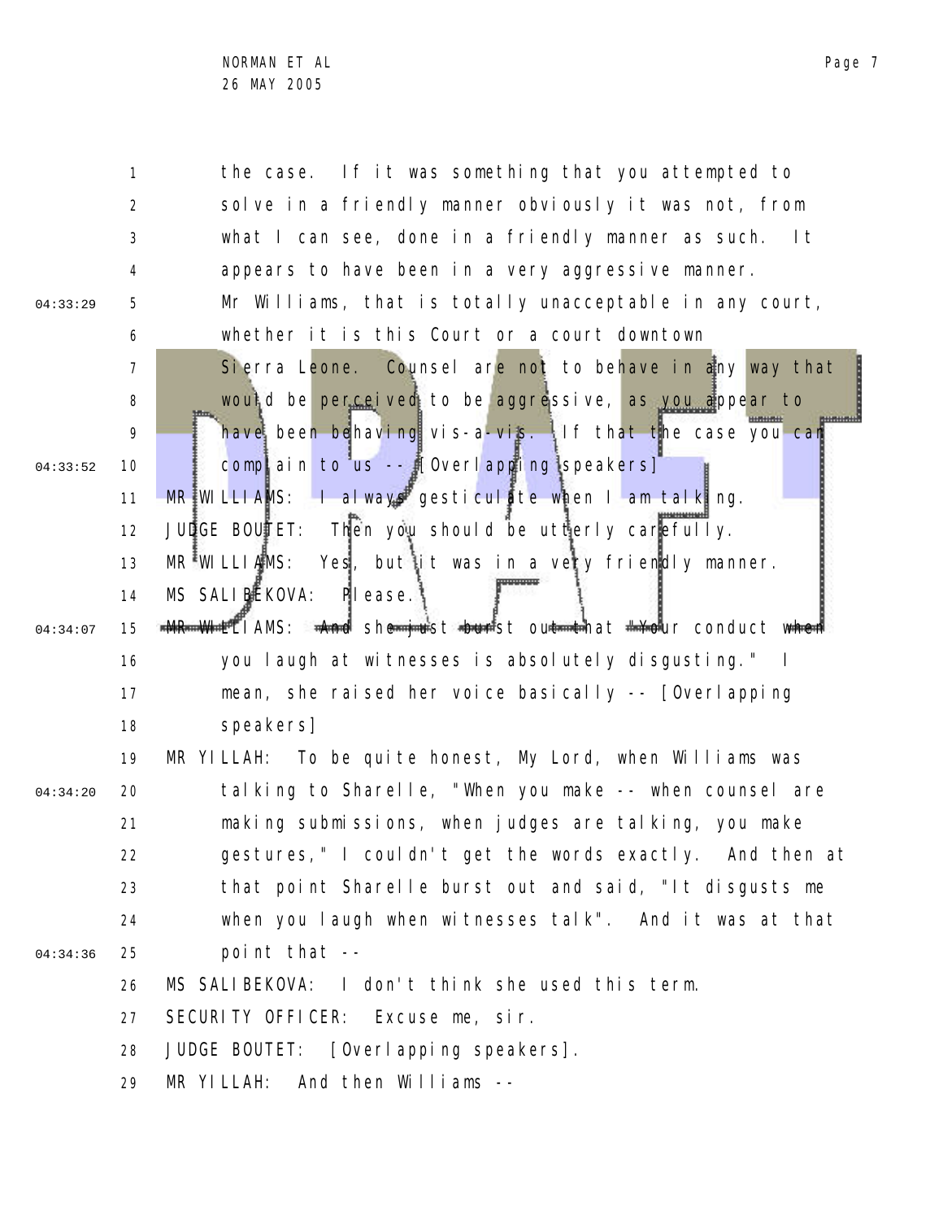the case. If it was something that you attempted to solve in a friendly manner obviously it was not, from what I can see, done in a friendly manner as such. It appears to have been in a very aggressive manner. Mr Williams, that is totally unacceptable in any court, whether it is this Court or a court downtown Sierra Leone. Counsel are not to behave in any way that would be perceived to be aggressive, as you appear to have been behaving vis-a-vis. If that the case you can complain to us -- [Overlapping speakers]

MR WILLIAMS: I always gesticulate when I am talking.

JUDGE BOUTET: Then you should be utterly carefully.

MR WILLIAMS: Yes, but it was in a very friendly manner.

MS SALIBEKOVA: Please.

MR WILLIAMS: And she just burst out that "Your conduct when you laugh at witnesses is absolutely disgusting." I mean, she raised her voice basically -- [Overlapping speakers]

MR YILLAH: To be quite honest, My Lord, when Williams was talking to Sharelle, "When you make -- when counsel are making submissions, when judges are talking, you make gestures," I couldn't get the words exactly. And then at that point Sharelle burst out and said, "It disgusts me when you laugh when witnesses talk". And it was at that point that --

MS SALIBEKOVA: I don't think she used this term.

SECURITY OFFICER: Excuse me, sir.

JUDGE BOUTET: [Overlapping speakers].

MR YILLAH: And then Williams --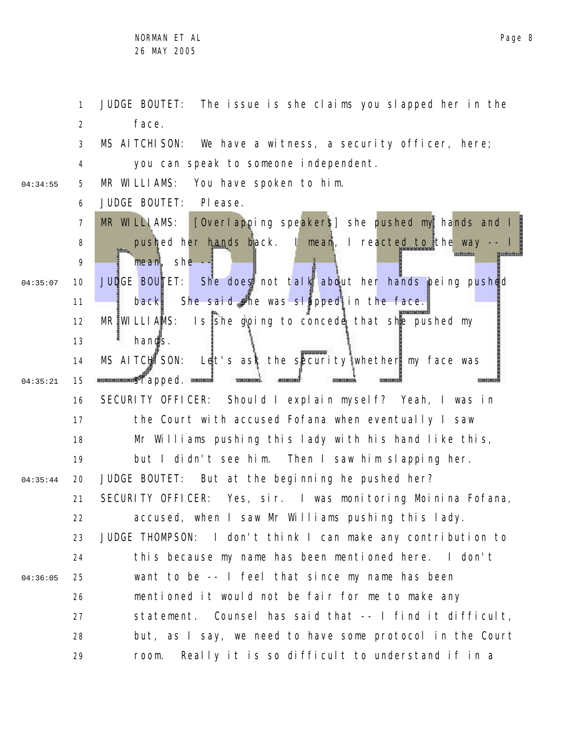JUDGE BOUTET: The issue is she claims you slapped her in the face.

MS AITCHISON: We have a witness, a security officer, here; you can speak to someone independent.

MR WILLIAMS: You have spoken to him.

JUDGE BOUTET: Please.

MR WILLIAMS: [Overlapping speakers] she pushed my hands and I pushed her hands back. I mean, I reacted to the way -- I mean, she --

JUDGE BOUTET: She does not talk about her hands being pushed back. She said she was slapped in the face.

MR WILLIAMS: Is she going to concede that she pushed my hands.

MS AITCHISON: Let's ask the security whether my face was slapped.

SECURITY OFFICER: Should I explain myself? Yeah, I was in the Court with accused Fofana when eventually I saw Mr Williams pushing this lady with his hand like this, but I didn't see him. Then I saw him slapping her.

JUDGE BOUTET: But at the beginning he pushed her?

SECURITY OFFICER: Yes, sir. I was monitoring Moinina Fofana, accused, when I saw Mr Williams pushing this lady.

JUDGE THOMPSON: I don't think I can make any contribution to this because my name has been mentioned here. I don't want to be -- I feel that since my name has been mentioned it would not be fair for me to make any statement. Counsel has said that -- I find it difficult, but, as I say, we need to have some protocol in the Court room. Really it is so difficult to understand if in a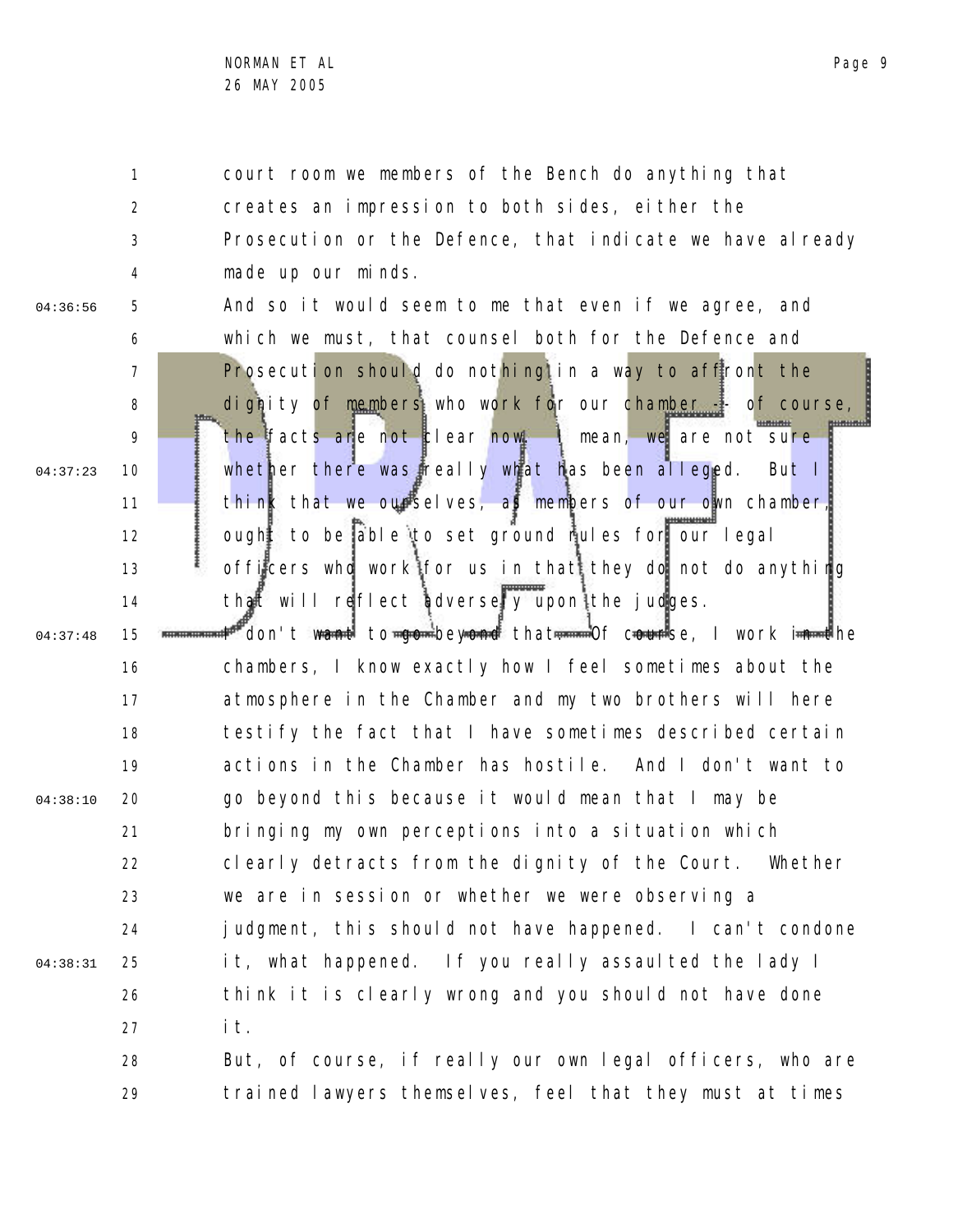court room we members of the Bench do anything that creates an impression to both sides, either the Prosecution or the Defence, that indicate we have already made up our minds.

And so it would seem to me that even if we agree, and which we must, that counsel both for the Defence and Prosecution should do nothing in a way to affront the dignity of members who work for our chamber -- of course, the facts are not clear now. I mean, we are not sure whether there was really what has been alleged. But I think that we ourselves, as members of our own chamber, ought to be able to set ground rules for our legal officers who work for us in that they do not do anything that will reflect adversely upon the judges.

I don't want to go beyond that. Of course, I work in the chambers, I know exactly how I feel sometimes about the atmosphere in the Chamber and my two brothers will here testify the fact that I have sometimes described certain actions in the Chamber has hostile. And I don't want to go beyond this because it would mean that I may be bringing my own perceptions into a situation which clearly detracts from the dignity of the Court. Whether we are in session or whether we were observing a judgment, this should not have happened. I can't condone it, what happened. If you really assaulted the lady I think it is clearly wrong and you should not have done it.

But, of course, if really our own legal officers, who are trained lawyers themselves, feel that they must at times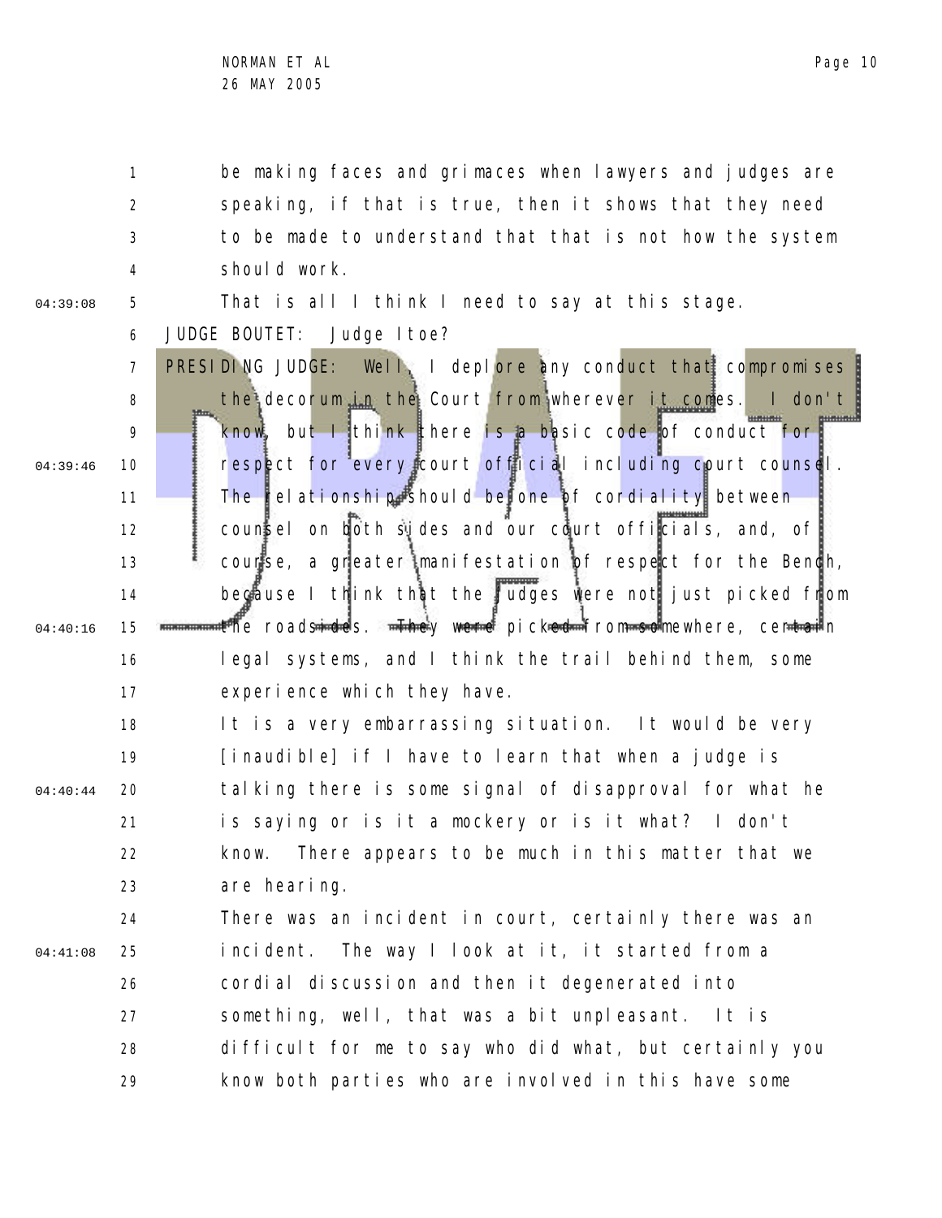be making faces and grimaces when lawyers and judges are speaking, if that is true, then it shows that they need to be made to understand that that is not how the system should work.

That is all I think I need to say at this stage.

JUDGE BOUTET: Judge Itoe?

PRESIDING JUDGE: Well, I deplore any conduct that compromises the decorum in the Court from wherever it comes. I don't know, but I think there is a basic code of conduct for respect for every court official including court counsel. The relationship should be one of cordiality between counsel on both sides and our court officials, and, of course, a greater manifestation of respect for the Bench, because I think that the judges were not just picked from the roadsides. They were picked from somewhere, certain legal systems, and I think the trail behind them, some experience which they have.

It is a very embarrassing situation. It would be very [inaudible] if I have to learn that when a judge is talking there is some signal of disapproval for what he is saying or is it a mockery or is it what? I don't know. There appears to be much in this matter that we are hearing.

There was an incident in court, certainly there was an incident. The way I look at it, it started from a cordial discussion and then it degenerated into something, well, that was a bit unpleasant. It is difficult for me to say who did what, but certainly you know both parties who are involved in this have some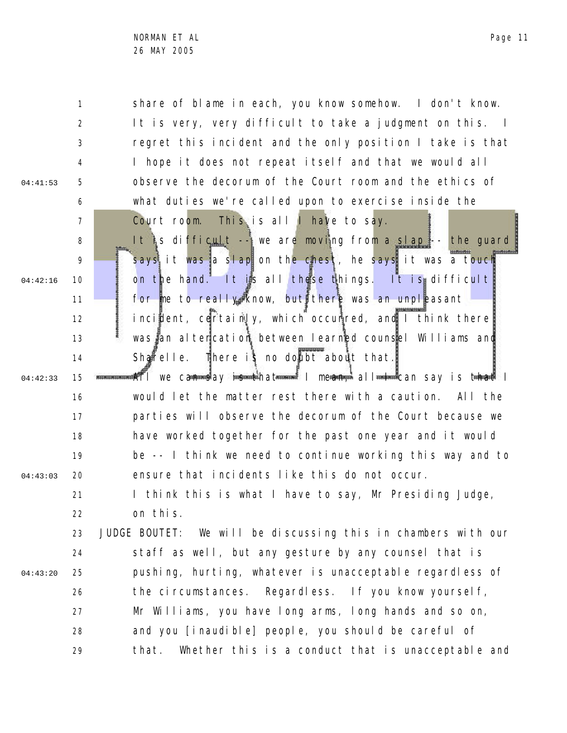share of blame in each, you know somehow. I don't know. It is very, very difficult to take a judgment on this. I regret this incident and the only position I take is that I hope it does not repeat itself and that we would all observe the decorum of the Court room and the ethics of what duties we're called upon to exercise inside the Court room. This is all I have to say.

It is difficult -- we are moving from a slap -- the guard says it was a slap on the chest, he says it was a touch on the hand. It is all these things. It is difficult for me to really know, but there was an unpleasant incident, certainly, which occurred, and I think there was an altercation between learned counsel Williams and Sharelle. There is no doubt about that.

All we can say is that -- I mean, all I can say is that I would let the matter rest there with a caution. All the parties will observe the decorum of the Court because we have worked together for the past one year and it would be -- I think we need to continue working this way and to ensure that incidents like this do not occur.

I think this is what I have to say, Mr Presiding Judge, on this.

JUDGE BOUTET: We will be discussing this in chambers with our staff as well, but any gesture by any counsel that is pushing, hurting, whatever is unacceptable regardless of the circumstances. Regardless. If you know yourself, Mr Williams, you have long arms, long hands and so on, and you [inaudible] people, you should be careful of that. Whether this is a conduct that is unacceptable and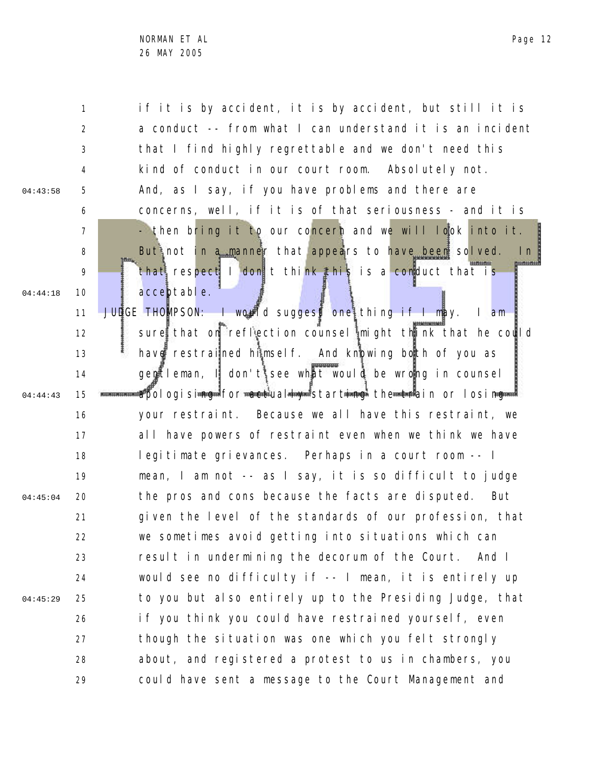if it is by accident, it is by accident, but still it is a conduct -- from what I can understand it is an incident that I find highly regrettable and we don't need this kind of conduct in our court room. Absolutely not. And, as I say, if you have problems and there are concerns, well, if it is of that seriousness - and it is - then bring it to our concern and we will look into it. But not in a manner that appears to have been solved. In that respect I don't think this is a conduct that is acceptable.

JUDGE THOMPSON: I would suggest one thing if I may. I am sure that on reflection counsel might think that he could have restrained himself. And knowing both of you as gentleman, I don't see what would be wrong in counsel apologising for actually starting the train or losing your restraint. Because we all have this restraint, we all have powers of restraint even when we think we have legitimate grievances. Perhaps in a court room -- I mean, I am not -- as I say, it is so difficult to judge the pros and cons because the facts are disputed. But given the level of the standards of our profession, that we sometimes avoid getting into situations which can result in undermining the decorum of the Court. And I would see no difficulty if -- I mean, it is entirely up to you but also entirely up to the Presiding Judge, that if you think you could have restrained yourself, even though the situation was one which you felt strongly about, and registered a protest to us in chambers, you could have sent a message to the Court Management and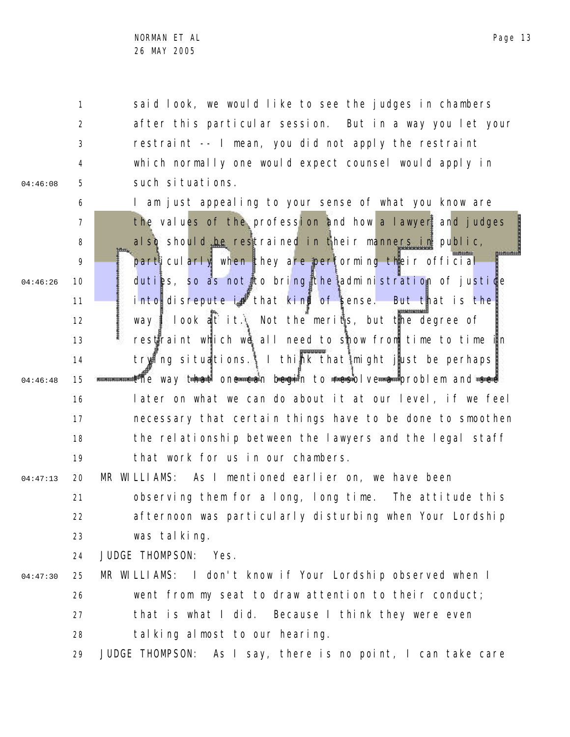said look, we would like to see the judges in chambers after this particular session. But in a way you let your restraint -- I mean, you did not apply the restraint which normally one would expect counsel would apply in such situations.

I am just appealing to your sense of what you know are the values of the profession and how a lawyer and judges also should be restrained in their manners in public, particularly when they are performing their official duties, so as not to bring the administration of justice into disrepute in that kind of sense. But that is the way I look at it. Not the merits, but the degree of restraint which we all need to show from time to time in trying situations. I think that might just be perhaps the way that one can begin to resolve a problem and see later on what we can do about it at our level, if we feel necessary that certain things have to be done to smoothen the relationship between the lawyers and the legal staff that work for us in our chambers.

MR WILLIAMS: As I mentioned earlier on, we have been observing them for a long, long time. The attitude this afternoon was particularly disturbing when Your Lordship was talking.

JUDGE THOMPSON: Yes.

MR WILLIAMS: I don't know if Your Lordship observed when I went from my seat to draw attention to their conduct; that is what I did. Because I think they were even talking almost to our hearing.

JUDGE THOMPSON: As I say, there is no point, I can take care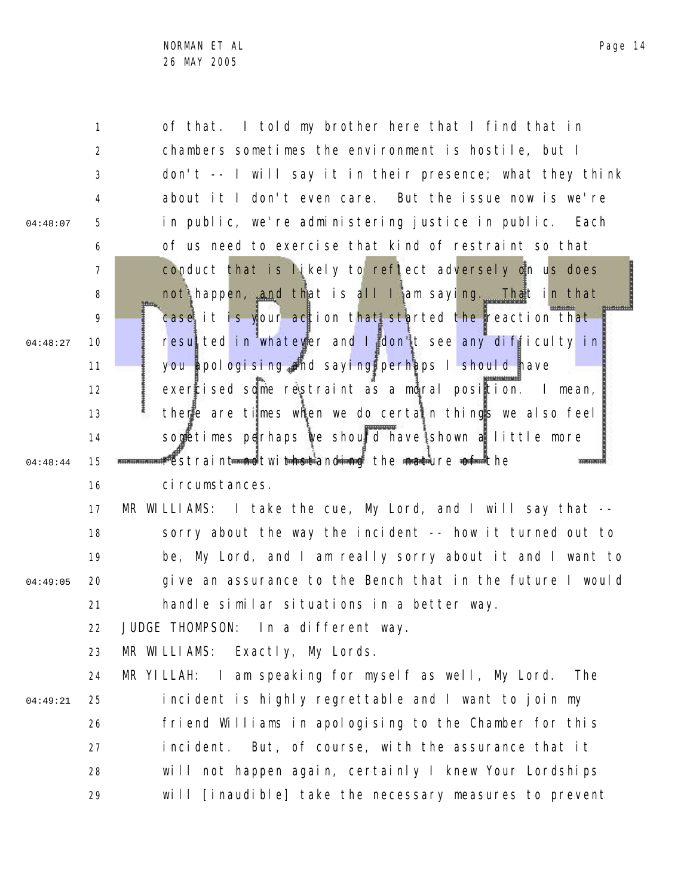of that. I told my brother here that I find that in chambers sometimes the environment is hostile, but I don't -- I will say it in their presence; what they think about it I don't even care. But the issue now is we're in public, we're administering justice in public. Each of us need to exercise that kind of restraint so that conduct that is likely to reflect adversely on us does not happen, and that is all I am saying. That in that case it is your action that started the reaction that resulted in whatever and I don't see any difficulty in you apologising and saying perhaps I should have exercised some restraint as a moral position. I mean, there are times when we do certain things we also feel sometimes perhaps we should have shown a little more restraint notwithstanding the nature of the circumstances.

MR WILLIAMS: I take the cue, My Lord, and I will say that -- sorry about the way the incident -- how it turned out to be, My Lord, and I am really sorry about it and I want to give an assurance to the Bench that in the future I would handle similar situations in a better way.

JUDGE THOMPSON: In a different way.

MR WILLIAMS: Exactly, My Lords.

MR YILLAH: I am speaking for myself as well, My Lord. The incident is highly regrettable and I want to join my friend Williams in apologising to the Chamber for this incident. But, of course, with the assurance that it will not happen again, certainly I knew Your Lordships will [inaudible] take the necessary measures to prevent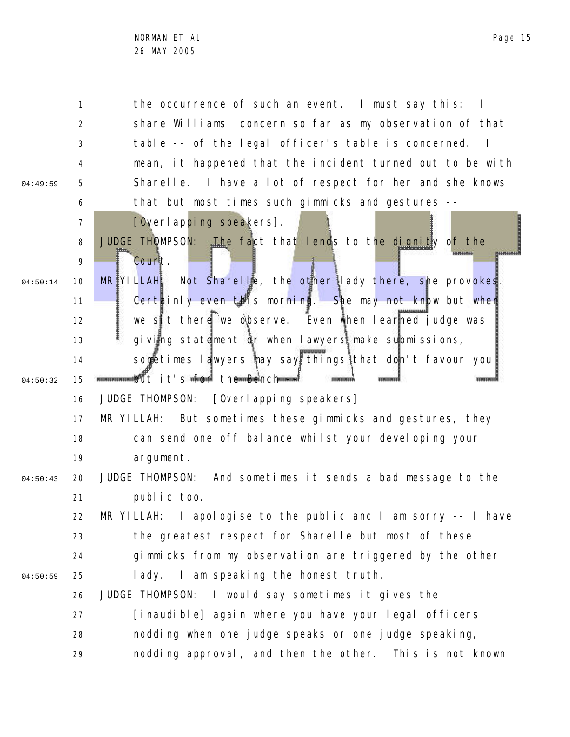the occurrence of such an event. I must say this: I share Williams' concern so far as my observation of that table -- of the legal officer's table is concerned. I mean, it happened that the incident turned out to be with Sharelle. I have a lot of respect for her and she knows that but most times such gimmicks and gestures -- [Overlapping speakers].

JUDGE THOMPSON: The fact that lends to the dignity of the Court.

MR YILLAH: Not Sharelle, the other lady there, she provokes. Certainly even this morning. She may not know but when we sit there we observe. Even when learned judge was giving statement or when lawyers make submissions, sometimes lawyers may say things that don't favour you but it's for the Bench --

JUDGE THOMPSON: [Overlapping speakers]

MR YILLAH: But sometimes these gimmicks and gestures, they can send one off balance whilst your developing your argument.

JUDGE THOMPSON: And sometimes it sends a bad message to the public too.

MR YILLAH: I apologise to the public and I am sorry -- I have the greatest respect for Sharelle but most of these gimmicks from my observation are triggered by the other lady. I am speaking the honest truth.

JUDGE THOMPSON: I would say sometimes it gives the [inaudible] again where you have your legal officers nodding when one judge speaks or one judge speaking, nodding approval, and then the other. This is not known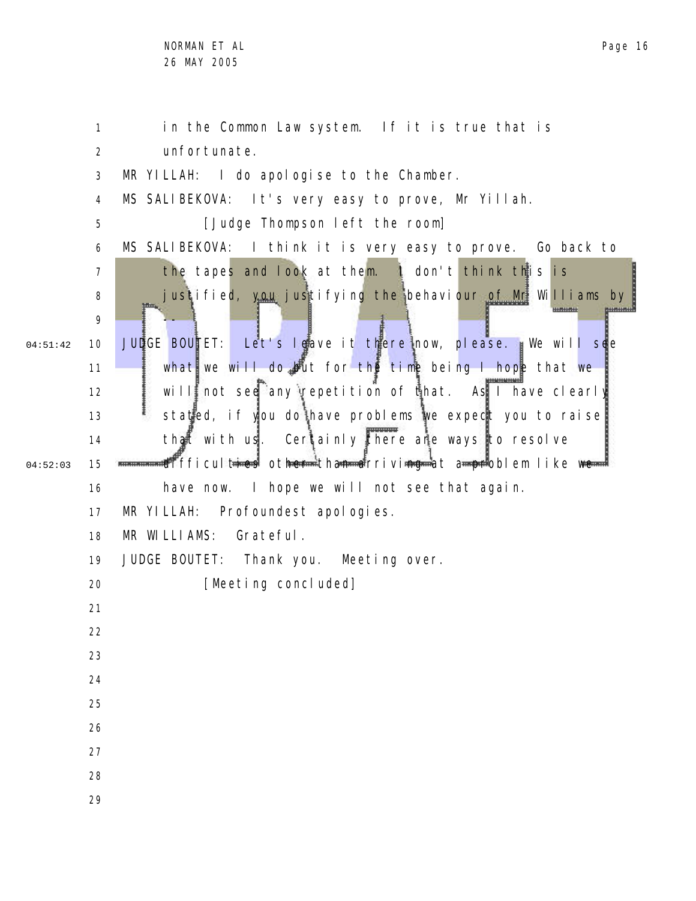in the Common Law system. If it is true that is unfortunate.

MR YILLAH: I do apologise to the Chamber.

MS SALIBEKOVA: It's very easy to prove, Mr Yillah.

[Judge Thompson left the room]

MS SALIBEKOVA: I think it is very easy to prove. Go back to the tapes and look at them. I don't think this is justified, you justifying the behaviour of Mr Williams by --

JUDGE BOUTET: Let's leave it there now, please. We will see what we will do but for the time being I hope that we will not see any repetition of that. As I have clearly stated, if you do have problems we expect you to raise that with us. Certainly there are ways to resolve difficulties other than arriving at a problem like we have now. I hope we will not see that again.

MR YILLAH: Profoundest apologies.

MR WILLIAMS: Grateful.

JUDGE BOUTET: Thank you. Meeting over.

[Meeting concluded]